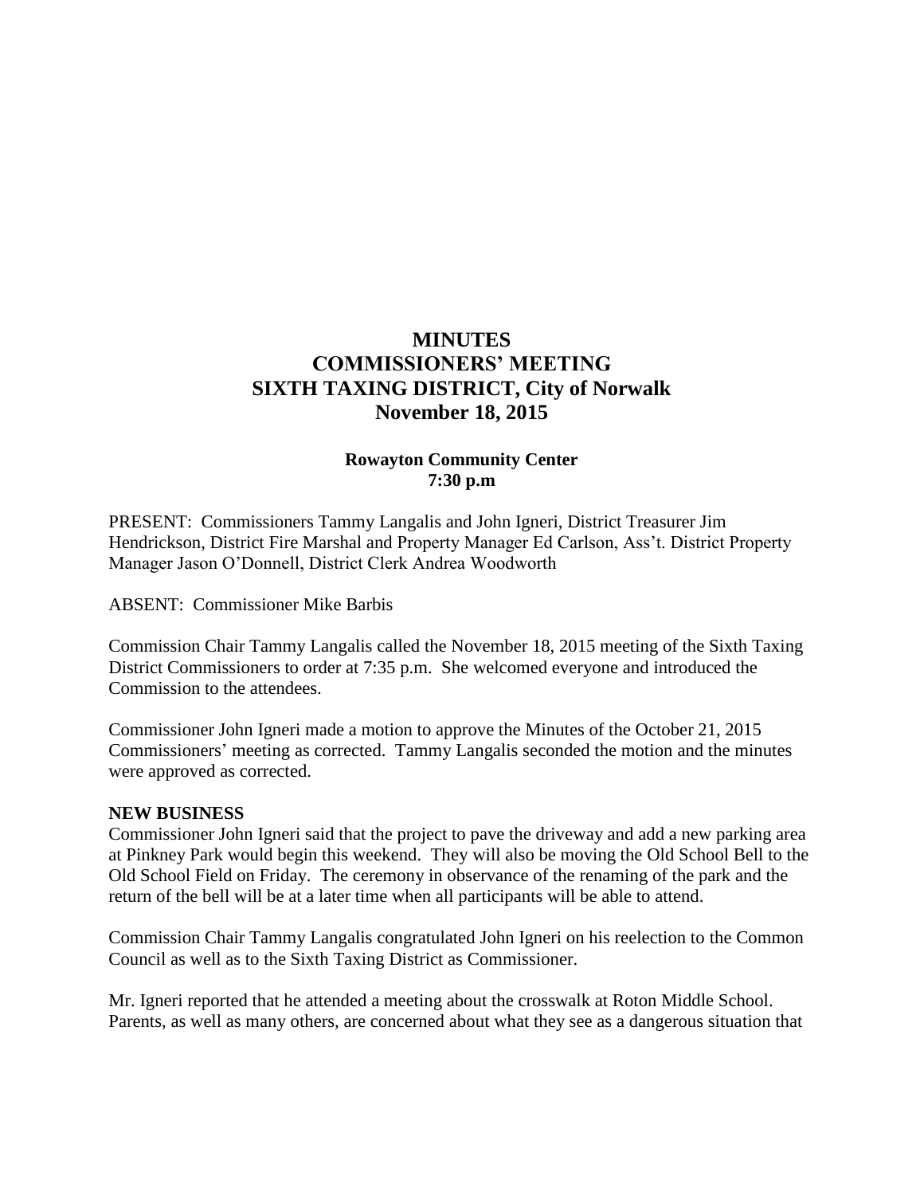# MINUTES
# COMMISSIONERS' MEETING
# SIXTH TAXING DISTRICT, City of Norwalk
# November 18, 2015

**Rowayton Community Center**
**7:30 p.m**

PRESENT: Commissioners Tammy Langalis and John Igneri, District Treasurer Jim Hendrickson, District Fire Marshal and Property Manager Ed Carlson, Ass't. District Property Manager Jason O'Donnell, District Clerk Andrea Woodworth

ABSENT: Commissioner Mike Barbis

Commission Chair Tammy Langalis called the November 18, 2015 meeting of the Sixth Taxing District Commissioners to order at 7:35 p.m. She welcomed everyone and introduced the Commission to the attendees.

Commissioner John Igneri made a motion to approve the Minutes of the October 21, 2015 Commissioners' meeting as corrected. Tammy Langalis seconded the motion and the minutes were approved as corrected.

**NEW BUSINESS**

Commissioner John Igneri said that the project to pave the driveway and add a new parking area at Pinkney Park would begin this weekend. They will also be moving the Old School Bell to the Old School Field on Friday. The ceremony in observance of the renaming of the park and the return of the bell will be at a later time when all participants will be able to attend.

Commission Chair Tammy Langalis congratulated John Igneri on his reelection to the Common Council as well as to the Sixth Taxing District as Commissioner.

Mr. Igneri reported that he attended a meeting about the crosswalk at Roton Middle School. Parents, as well as many others, are concerned about what they see as a dangerous situation that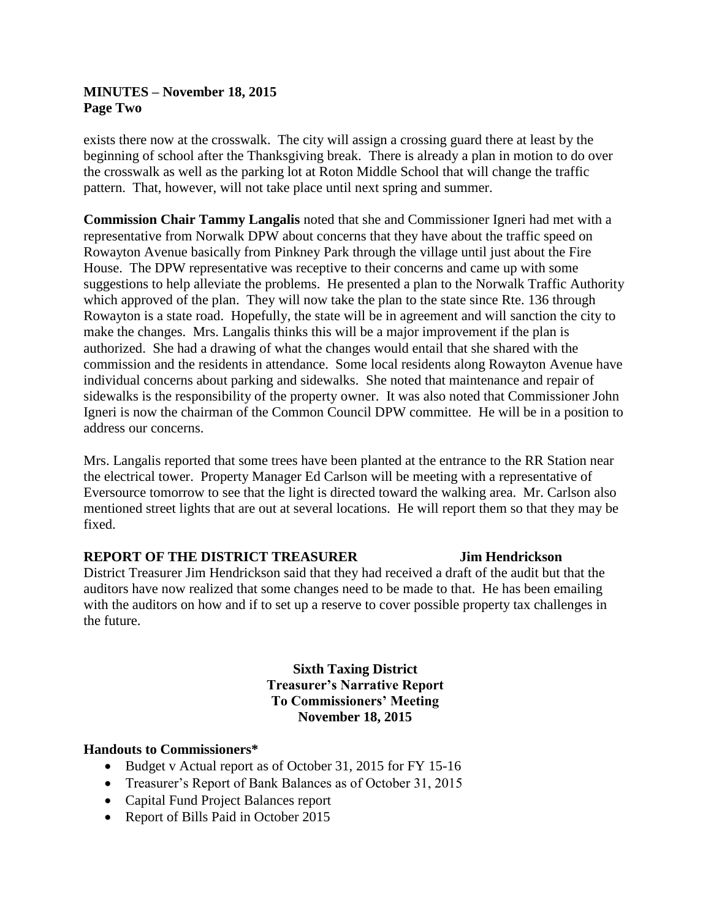exists there now at the crosswalk. The city will assign a crossing guard there at least by the beginning of school after the Thanksgiving break. There is already a plan in motion to do over the crosswalk as well as the parking lot at Roton Middle School that will change the traffic pattern. That, however, will not take place until next spring and summer.

**Commission Chair Tammy Langalis** noted that she and Commissioner Igneri had met with a representative from Norwalk DPW about concerns that they have about the traffic speed on Rowayton Avenue basically from Pinkney Park through the village until just about the Fire House. The DPW representative was receptive to their concerns and came up with some suggestions to help alleviate the problems. He presented a plan to the Norwalk Traffic Authority which approved of the plan. They will now take the plan to the state since Rte. 136 through Rowayton is a state road. Hopefully, the state will be in agreement and will sanction the city to make the changes. Mrs. Langalis thinks this will be a major improvement if the plan is authorized. She had a drawing of what the changes would entail that she shared with the commission and the residents in attendance. Some local residents along Rowayton Avenue have individual concerns about parking and sidewalks. She noted that maintenance and repair of sidewalks is the responsibility of the property owner. It was also noted that Commissioner John Igneri is now the chairman of the Common Council DPW committee. He will be in a position to address our concerns.

Mrs. Langalis reported that some trees have been planted at the entrance to the RR Station near the electrical tower. Property Manager Ed Carlson will be meeting with a representative of Eversource tomorrow to see that the light is directed toward the walking area. Mr. Carlson also mentioned street lights that are out at several locations. He will report them so that they may be fixed.

**REPORT OF THE DISTRICT TREASURER** **Jim Hendrickson**

District Treasurer Jim Hendrickson said that they had received a draft of the audit but that the auditors have now realized that some changes need to be made to that. He has been emailing with the auditors on how and if to set up a reserve to cover possible property tax challenges in the future.

**Sixth Taxing District**
**Treasurer's Narrative Report**
**To Commissioners' Meeting**
**November 18, 2015**

**Handouts to Commissioners***

- Budget v Actual report as of October 31, 2015 for FY 15-16
- Treasurer's Report of Bank Balances as of October 31, 2015
- Capital Fund Project Balances report
- Report of Bills Paid in October 2015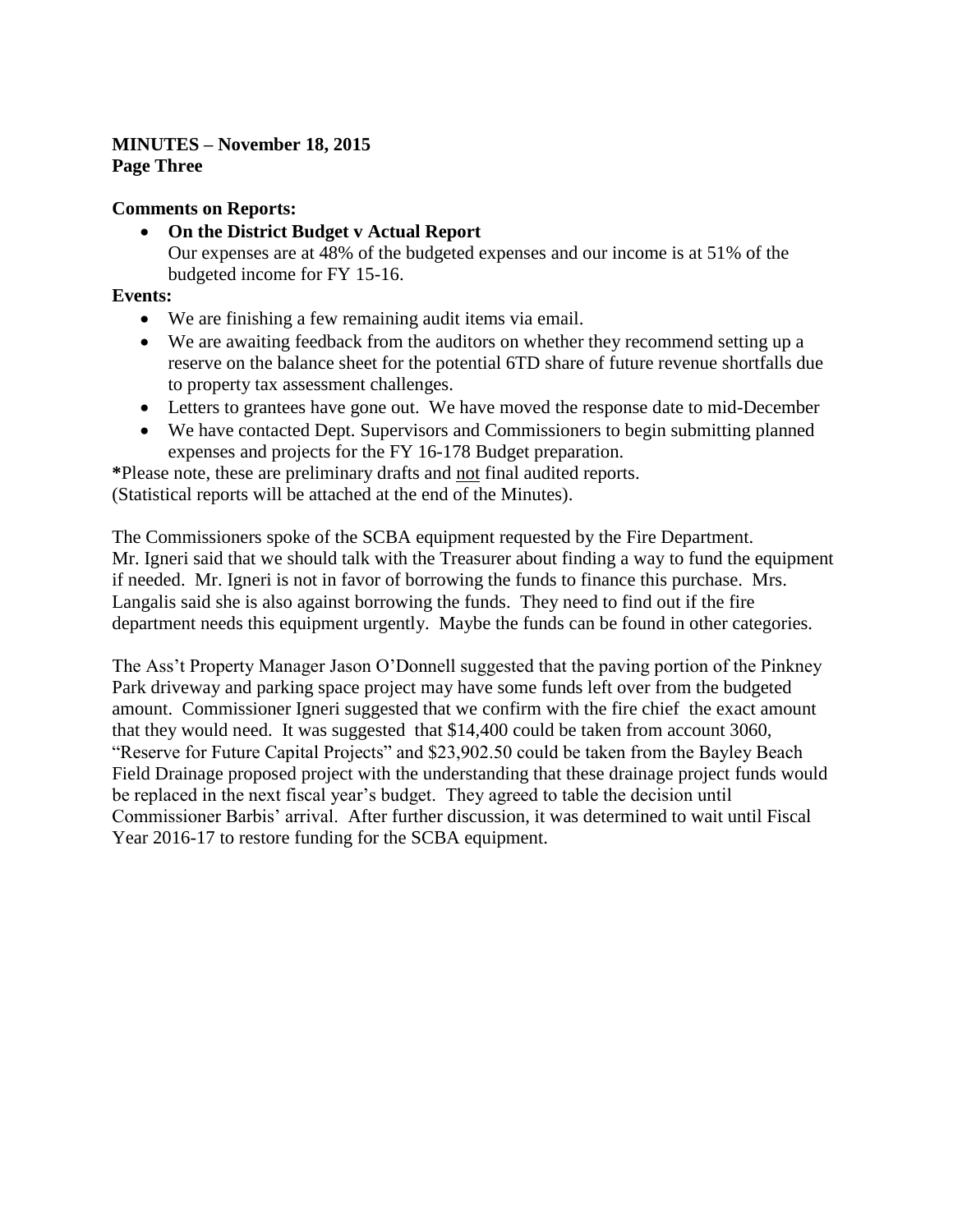**MINUTES – November 18, 2015**
**Page Three**

**Comments on Reports:**

- **On the District Budget v Actual Report**
  Our expenses are at 48% of the budgeted expenses and our income is at 51% of the budgeted income for FY 15-16.

**Events:**

- We are finishing a few remaining audit items via email.
- We are awaiting feedback from the auditors on whether they recommend setting up a reserve on the balance sheet for the potential 6TD share of future revenue shortfalls due to property tax assessment challenges.
- Letters to grantees have gone out. We have moved the response date to mid-December
- We have contacted Dept. Supervisors and Commissioners to begin submitting planned expenses and projects for the FY 16-178 Budget preparation.

*Please note, these are preliminary drafts and <u>not</u> final audited reports.
(Statistical reports will be attached at the end of the Minutes).

The Commissioners spoke of the SCBA equipment requested by the Fire Department. Mr. Igneri said that we should talk with the Treasurer about finding a way to fund the equipment if needed. Mr. Igneri is not in favor of borrowing the funds to finance this purchase. Mrs. Langalis said she is also against borrowing the funds. They need to find out if the fire department needs this equipment urgently. Maybe the funds can be found in other categories.

The Ass't Property Manager Jason O'Donnell suggested that the paving portion of the Pinkney Park driveway and parking space project may have some funds left over from the budgeted amount. Commissioner Igneri suggested that we confirm with the fire chief the exact amount that they would need. It was suggested that $14,400 could be taken from account 3060, "Reserve for Future Capital Projects" and $23,902.50 could be taken from the Bayley Beach Field Drainage proposed project with the understanding that these drainage project funds would be replaced in the next fiscal year's budget. They agreed to table the decision until Commissioner Barbis' arrival. After further discussion, it was determined to wait until Fiscal Year 2016-17 to restore funding for the SCBA equipment.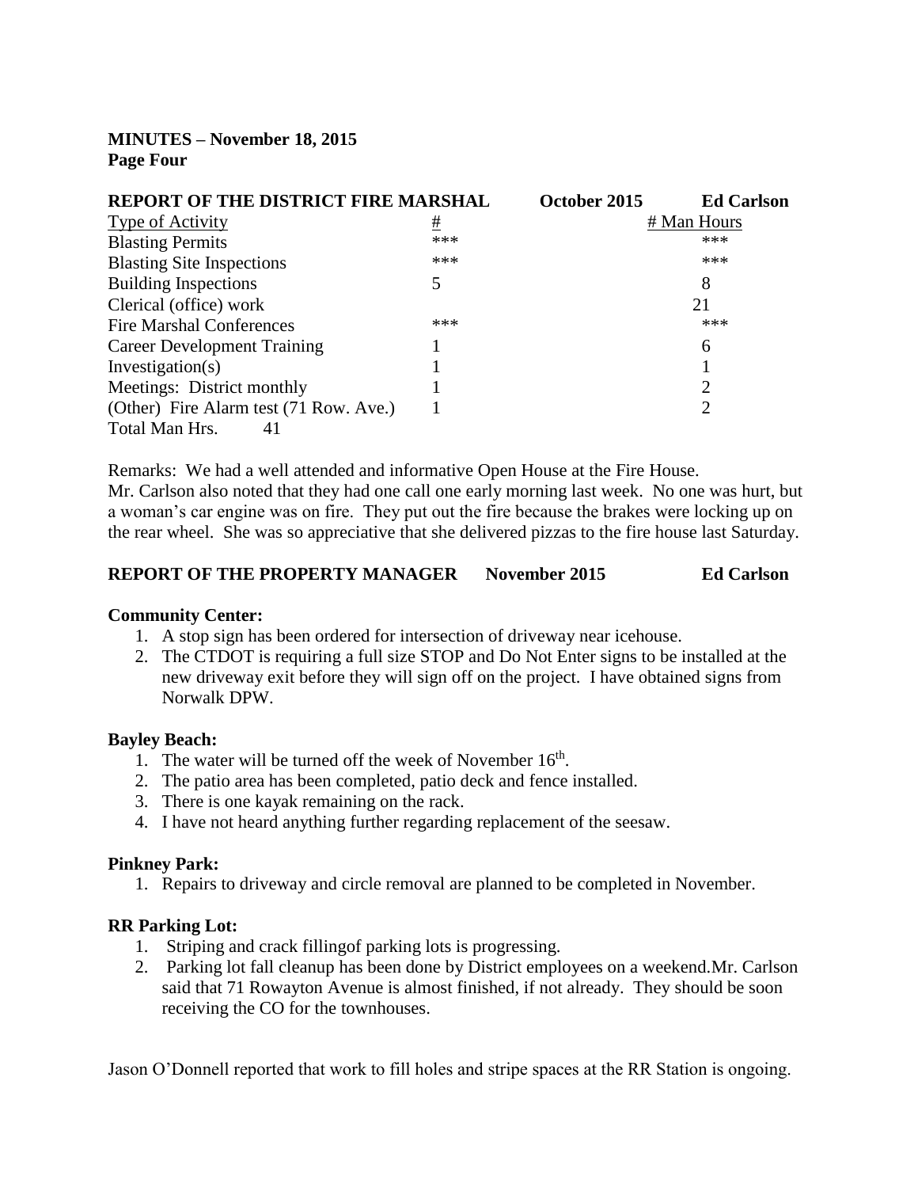**MINUTES – November 18, 2015**
**Page Four**

**REPORT OF THE DISTRICT FIRE MARSHAL October 2015 Ed Carlson**

| Type of Activity | # | # Man Hours |
|---|---|---|
| Blasting Permits | *** | *** |
| Blasting Site Inspections | *** | *** |
| Building Inspections | 5 | 8 |
| Clerical (office) work | | 21 |
| Fire Marshal Conferences | *** | *** |
| Career Development Training | 1 | 6 |
| Investigation(s) | 1 | 1 |
| Meetings: District monthly | 1 | 2 |
| (Other) Fire Alarm test (71 Row. Ave.) | 1 | 2 |
| Total Man Hrs. 41 | | |

Remarks: We had a well attended and informative Open House at the Fire House.
Mr. Carlson also noted that they had one call one early morning last week. No one was hurt, but a woman's car engine was on fire. They put out the fire because the brakes were locking up on the rear wheel. She was so appreciative that she delivered pizzas to the fire house last Saturday.

**REPORT OF THE PROPERTY MANAGER November 2015 Ed Carlson**

**Community Center:**

1. A stop sign has been ordered for intersection of driveway near icehouse.
2. The CTDOT is requiring a full size STOP and Do Not Enter signs to be installed at the new driveway exit before they will sign off on the project. I have obtained signs from Norwalk DPW.

**Bayley Beach:**

1. The water will be turned off the week of November 16th.
2. The patio area has been completed, patio deck and fence installed.
3. There is one kayak remaining on the rack.
4. I have not heard anything further regarding replacement of the seesaw.

**Pinkney Park:**

1. Repairs to driveway and circle removal are planned to be completed in November.

**RR Parking Lot:**

1. Striping and crack fillingof parking lots is progressing.
2. Parking lot fall cleanup has been done by District employees on a weekend.Mr. Carlson said that 71 Rowayton Avenue is almost finished, if not already. They should be soon receiving the CO for the townhouses.

Jason O'Donnell reported that work to fill holes and stripe spaces at the RR Station is ongoing.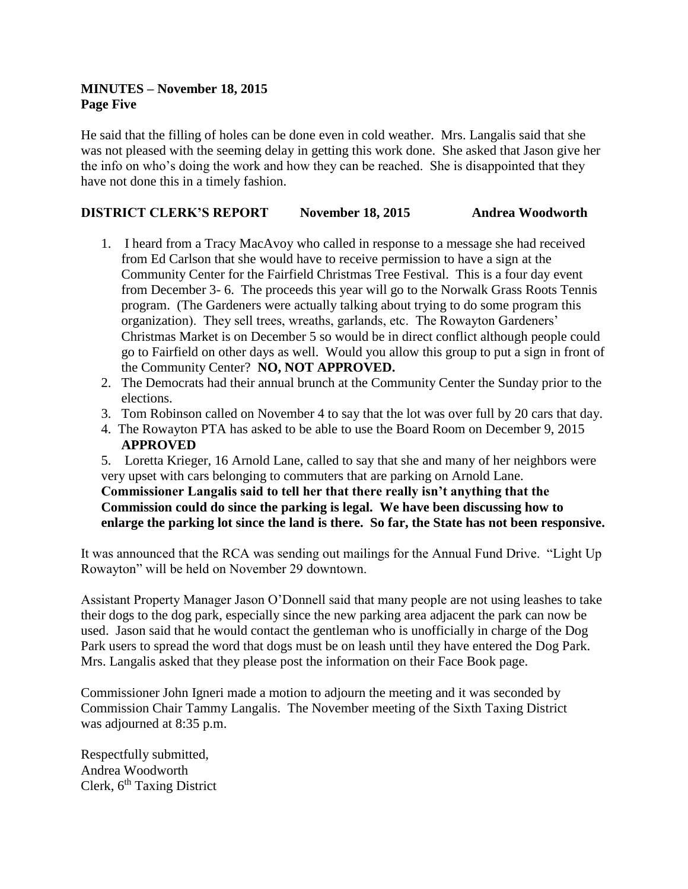**MINUTES – November 18, 2015**
**Page Five**

He said that the filling of holes can be done even in cold weather. Mrs. Langalis said that she was not pleased with the seeming delay in getting this work done. She asked that Jason give her the info on who's doing the work and how they can be reached. She is disappointed that they have not done this in a timely fashion.

**DISTRICT CLERK'S REPORT        November 18, 2015        Andrea Woodworth**

1. I heard from a Tracy MacAvoy who called in response to a message she had received from Ed Carlson that she would have to receive permission to have a sign at the Community Center for the Fairfield Christmas Tree Festival. This is a four day event from December 3- 6. The proceeds this year will go to the Norwalk Grass Roots Tennis program. (The Gardeners were actually talking about trying to do some program this organization). They sell trees, wreaths, garlands, etc. The Rowayton Gardeners' Christmas Market is on December 5 so would be in direct conflict although people could go to Fairfield on other days as well. Would you allow this group to put a sign in front of the Community Center? **NO, NOT APPROVED.**
2. The Democrats had their annual brunch at the Community Center the Sunday prior to the elections.
3. Tom Robinson called on November 4 to say that the lot was over full by 20 cars that day.
4. The Rowayton PTA has asked to be able to use the Board Room on December 9, 2015 **APPROVED**
5. Loretta Krieger, 16 Arnold Lane, called to say that she and many of her neighbors were very upset with cars belonging to commuters that are parking on Arnold Lane. **Commissioner Langalis said to tell her that there really isn't anything that the Commission could do since the parking is legal. We have been discussing how to enlarge the parking lot since the land is there. So far, the State has not been responsive.**

It was announced that the RCA was sending out mailings for the Annual Fund Drive. "Light Up Rowayton" will be held on November 29 downtown.

Assistant Property Manager Jason O'Donnell said that many people are not using leashes to take their dogs to the dog park, especially since the new parking area adjacent the park can now be used. Jason said that he would contact the gentleman who is unofficially in charge of the Dog Park users to spread the word that dogs must be on leash until they have entered the Dog Park. Mrs. Langalis asked that they please post the information on their Face Book page.

Commissioner John Igneri made a motion to adjourn the meeting and it was seconded by Commission Chair Tammy Langalis. The November meeting of the Sixth Taxing District was adjourned at 8:35 p.m.

Respectfully submitted,
Andrea Woodworth
Clerk, 6th Taxing District